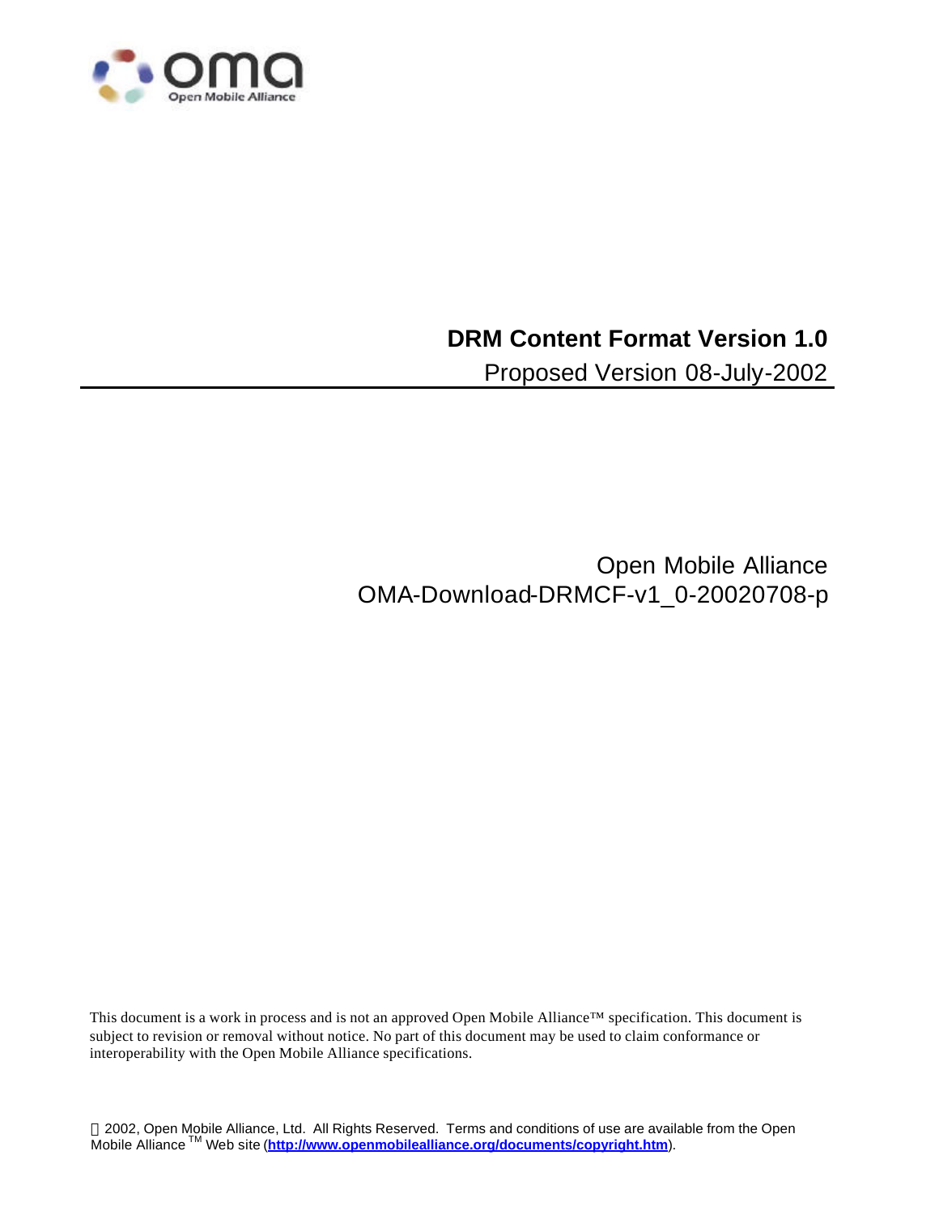# DRM Content Format Version 1.0

Proposed Version 08-July-2002

Open Mobile Alliance
OMA-Download-DRMCF-v1_0-20020708-p

This document is a work in process and is not an approved Open Mobile Alliance™ specification. This document is subject to revision or removal without notice. No part of this document may be used to claim conformance or interoperability with the Open Mobile Alliance specifications.

© 2002, Open Mobile Alliance, Ltd. All Rights Reserved. Terms and conditions of use are available from the Open Mobile Alliance™ Web site (**http://www.openmobilealliance.org/documents/copyright.htm**).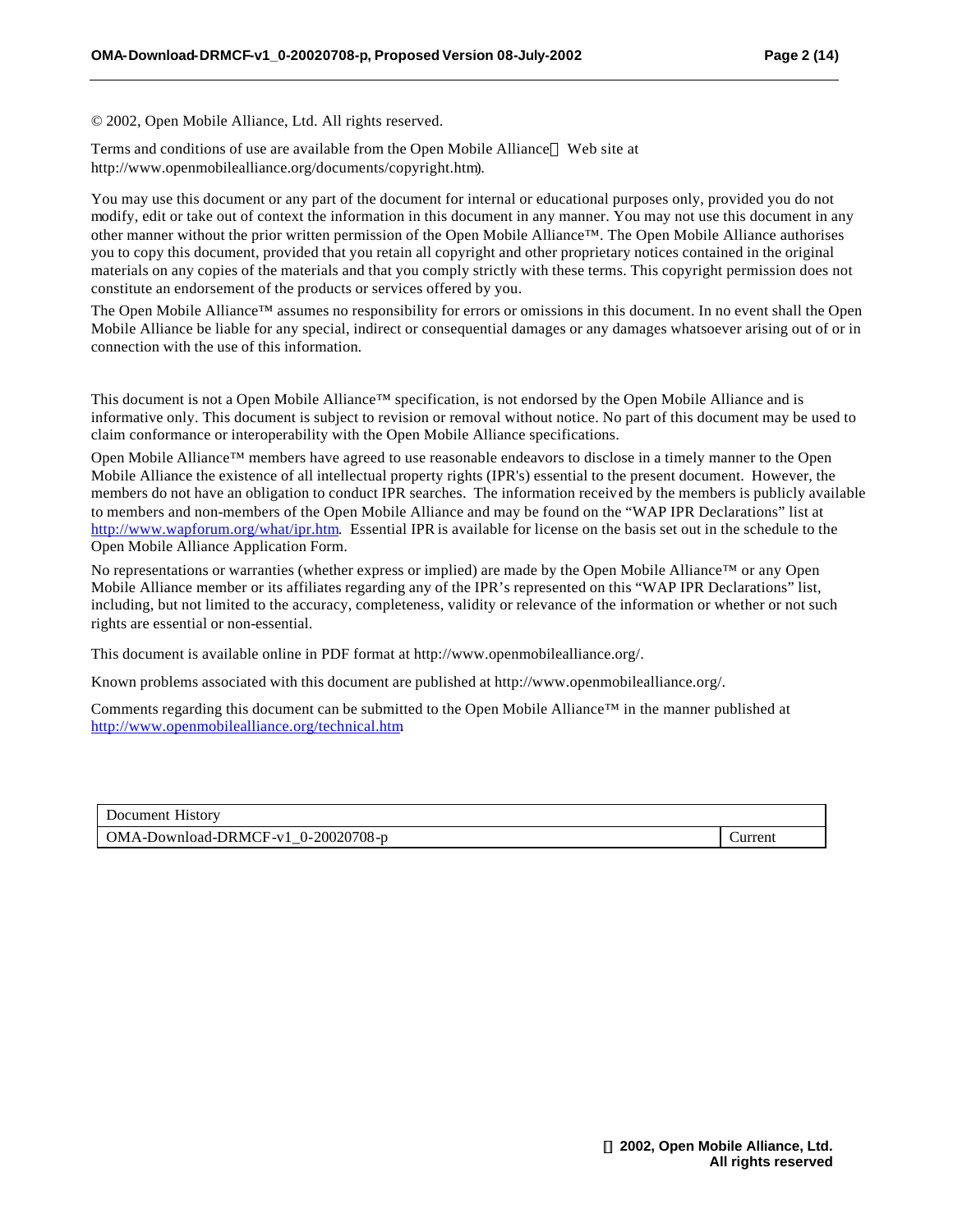© 2002, Open Mobile Alliance, Ltd. All rights reserved.

Terms and conditions of use are available from the Open Mobile Alliance™ Web site at http://www.openmobilealliance.org/documents/copyright.htm).

You may use this document or any part of the document for internal or educational purposes only, provided you do not modify, edit or take out of context the information in this document in any manner. You may not use this document in any other manner without the prior written permission of the Open Mobile Alliance™. The Open Mobile Alliance authorises you to copy this document, provided that you retain all copyright and other proprietary notices contained in the original materials on any copies of the materials and that you comply strictly with these terms. This copyright permission does not constitute an endorsement of the products or services offered by you.

The Open Mobile Alliance™ assumes no responsibility for errors or omissions in this document. In no event shall the Open Mobile Alliance be liable for any special, indirect or consequential damages or any damages whatsoever arising out of or in connection with the use of this information.

This document is not a Open Mobile Alliance™ specification, is not endorsed by the Open Mobile Alliance and is informative only. This document is subject to revision or removal without notice. No part of this document may be used to claim conformance or interoperability with the Open Mobile Alliance specifications.

Open Mobile Alliance™ members have agreed to use reasonable endeavors to disclose in a timely manner to the Open Mobile Alliance the existence of all intellectual property rights (IPR's) essential to the present document. However, the members do not have an obligation to conduct IPR searches. The information received by the members is publicly available to members and non-members of the Open Mobile Alliance and may be found on the "WAP IPR Declarations" list at http://www.wapforum.org/what/ipr.htm. Essential IPR is available for license on the basis set out in the schedule to the Open Mobile Alliance Application Form.

No representations or warranties (whether express or implied) are made by the Open Mobile Alliance™ or any Open Mobile Alliance member or its affiliates regarding any of the IPR's represented on this "WAP IPR Declarations" list, including, but not limited to the accuracy, completeness, validity or relevance of the information or whether or not such rights are essential or non-essential.

This document is available online in PDF format at http://www.openmobilealliance.org/.

Known problems associated with this document are published at http://www.openmobilealliance.org/.

Comments regarding this document can be submitted to the Open Mobile Alliance™ in the manner published at http://www.openmobilealliance.org/technical.htm

| Document History | |
|---|---|
| OMA-Download-DRMCF-v1_0-20020708-p | Current |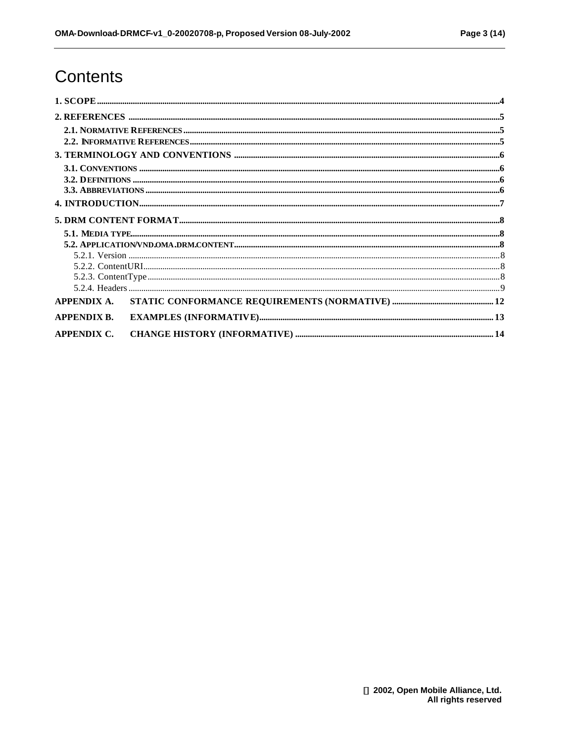# Contents

1. SCOPE ....................................................................................................................................................................4

2. REFERENCES .......................................................................................................................................................5

   2.1. NORMATIVE REFERENCES .............................................................................................................................5

   2.2. INFORMATIVE REFERENCES ..........................................................................................................................5

3. TERMINOLOGY AND CONVENTIONS .........................................................................................................6

   3.1. CONVENTIONS ................................................................................................................................................6

   3.2. DEFINITIONS ...................................................................................................................................................6

   3.3. ABBREVIATIONS .............................................................................................................................................6

4. INTRODUCTION .....................................................................................................................................................7

5. DRM CONTENT FORMAT ...................................................................................................................................8

   5.1. MEDIA TYPE ....................................................................................................................................................8

   5.2. APPLICATION/VND.OMA.DRM.CONTENT ..........................................................................................................8

      5.2.1. Version .....................................................................................................................................................8

      5.2.2. ContentURI ...............................................................................................................................................8

      5.2.3. ContentType ..............................................................................................................................................8

      5.2.4. Headers ....................................................................................................................................................9

APPENDIX A. STATIC CONFORMANCE REQUIREMENTS (NORMATIVE) ............................................... 12

APPENDIX B. EXAMPLES (INFORMATIVE) .......................................................................................................... 13

APPENDIX C. CHANGE HISTORY (INFORMATIVE) ............................................................................................ 14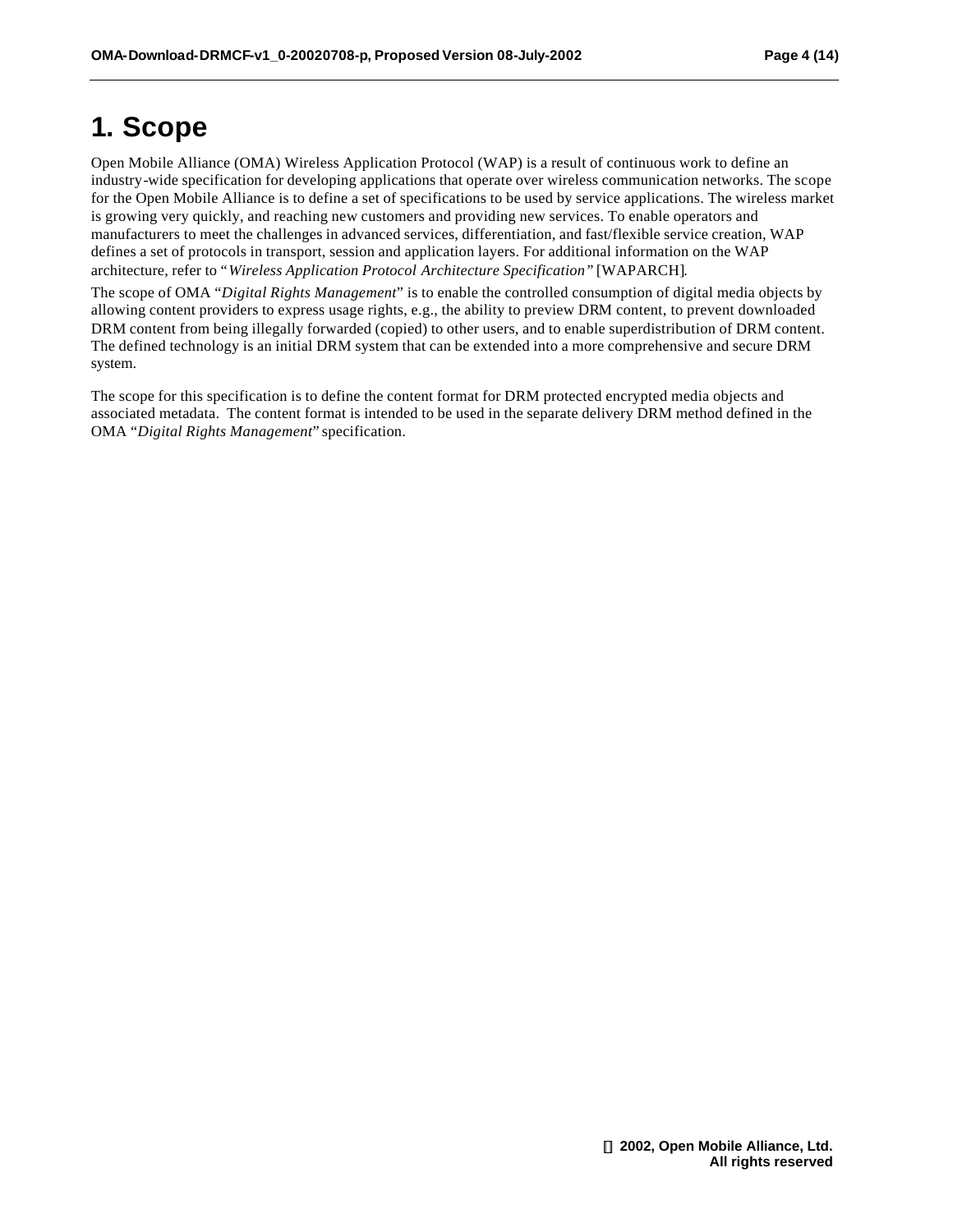# 1. Scope

Open Mobile Alliance (OMA) Wireless Application Protocol (WAP) is a result of continuous work to define an industry-wide specification for developing applications that operate over wireless communication networks. The scope for the Open Mobile Alliance is to define a set of specifications to be used by service applications. The wireless market is growing very quickly, and reaching new customers and providing new services. To enable operators and manufacturers to meet the challenges in advanced services, differentiation, and fast/flexible service creation, WAP defines a set of protocols in transport, session and application layers. For additional information on the WAP architecture, refer to "*Wireless Application Protocol Architecture Specification"* [WAPARCH].

The scope of OMA "*Digital Rights Management*" is to enable the controlled consumption of digital media objects by allowing content providers to express usage rights, e.g., the ability to preview DRM content, to prevent downloaded DRM content from being illegally forwarded (copied) to other users, and to enable superdistribution of DRM content. The defined technology is an initial DRM system that can be extended into a more comprehensive and secure DRM system.

The scope for this specification is to define the content format for DRM protected encrypted media objects and associated metadata. The content format is intended to be used in the separate delivery DRM method defined in the OMA "*Digital Rights Management*" specification.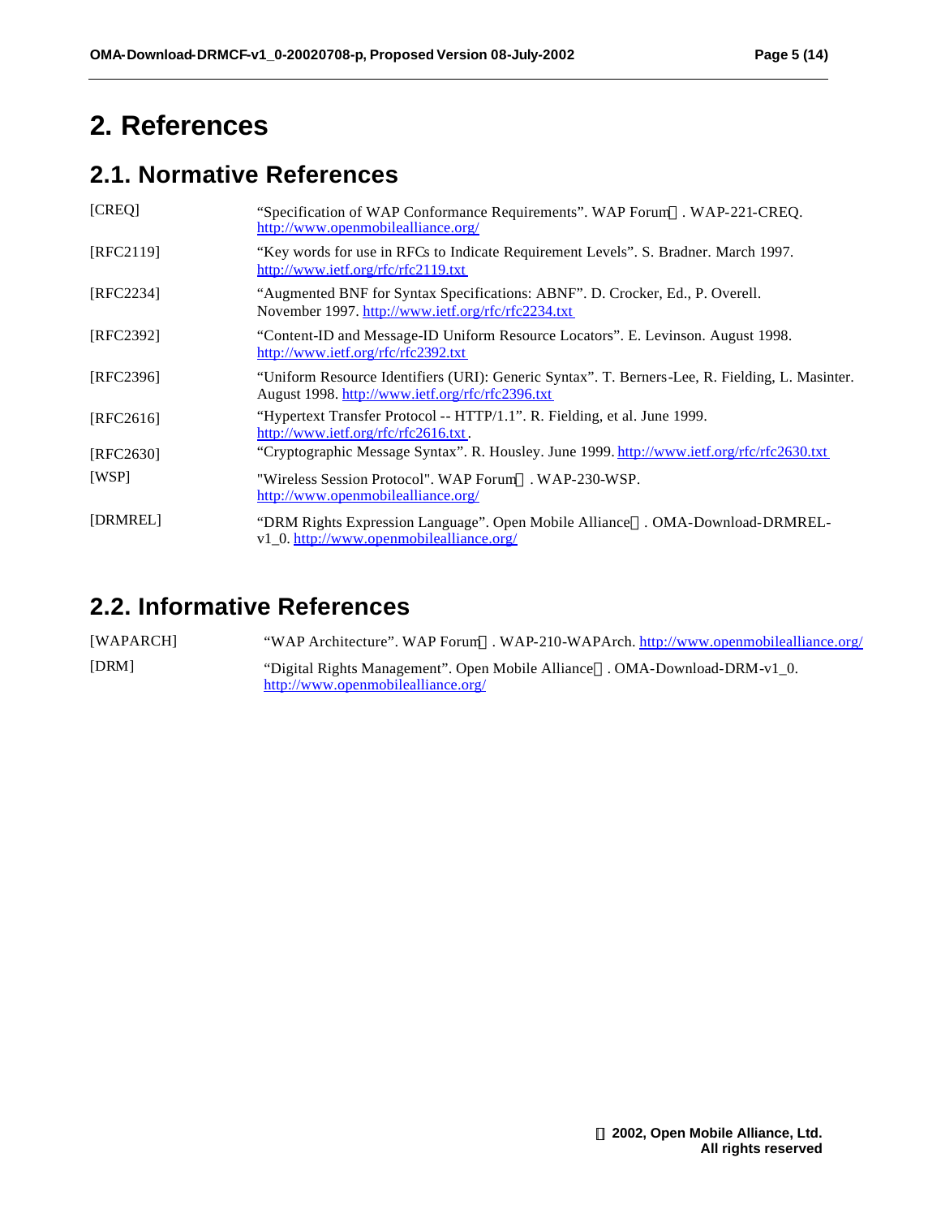# 2. References

## 2.1. Normative References

| | |
|---|---|
| [CREQ] | "Specification of WAP Conformance Requirements". WAP Forum™. WAP-221-CREQ. http://www.openmobilealliance.org/ |
| [RFC2119] | "Key words for use in RFCs to Indicate Requirement Levels". S. Bradner. March 1997. http://www.ietf.org/rfc/rfc2119.txt |
| [RFC2234] | "Augmented BNF for Syntax Specifications: ABNF". D. Crocker, Ed., P. Overell. November 1997. http://www.ietf.org/rfc/rfc2234.txt |
| [RFC2392] | "Content-ID and Message-ID Uniform Resource Locators". E. Levinson. August 1998. http://www.ietf.org/rfc/rfc2392.txt |
| [RFC2396] | "Uniform Resource Identifiers (URI): Generic Syntax". T. Berners-Lee, R. Fielding, L. Masinter. August 1998. http://www.ietf.org/rfc/rfc2396.txt |
| [RFC2616] | "Hypertext Transfer Protocol -- HTTP/1.1". R. Fielding, et al. June 1999. http://www.ietf.org/rfc/rfc2616.txt. |
| [RFC2630] | "Cryptographic Message Syntax". R. Housley. June 1999. http://www.ietf.org/rfc/rfc2630.txt |
| [WSP] | "Wireless Session Protocol". WAP Forum™. WAP-230-WSP. http://www.openmobilealliance.org/ |
| [DRMREL] | "DRM Rights Expression Language". Open Mobile Alliance™. OMA-Download-DRMREL-v1_0. http://www.openmobilealliance.org/ |

## 2.2. Informative References

| | |
|---|---|
| [WAPARCH] | "WAP Architecture". WAP Forum™. WAP-210-WAPArch. http://www.openmobilealliance.org/ |
| [DRM] | "Digital Rights Management". Open Mobile Alliance™. OMA-Download-DRM-v1_0. http://www.openmobilealliance.org/ |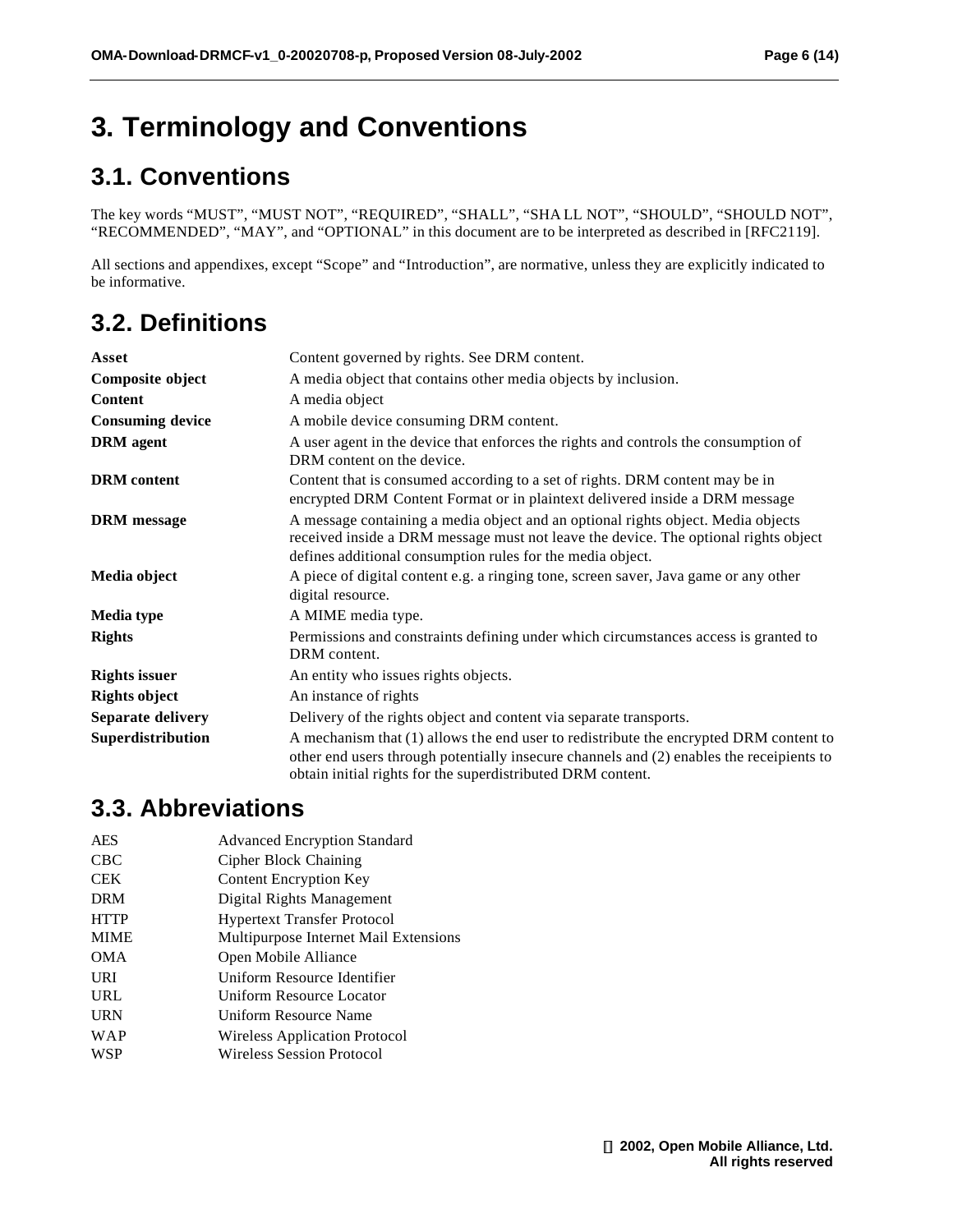# 3. Terminology and Conventions

## 3.1. Conventions

The key words "MUST", "MUST NOT", "REQUIRED", "SHALL", "SHA LL NOT", "SHOULD", "SHOULD NOT", "RECOMMENDED", "MAY", and "OPTIONAL" in this document are to be interpreted as described in [RFC2119].

All sections and appendixes, except "Scope" and "Introduction", are normative, unless they are explicitly indicated to be informative.

## 3.2. Definitions

| | |
|---|---|
| **Asset** | Content governed by rights. See DRM content. |
| **Composite object** | A media object that contains other media objects by inclusion. |
| **Content** | A media object |
| **Consuming device** | A mobile device consuming DRM content. |
| **DRM agent** | A user agent in the device that enforces the rights and controls the consumption of DRM content on the device. |
| **DRM content** | Content that is consumed according to a set of rights. DRM content may be in encrypted DRM Content Format or in plaintext delivered inside a DRM message |
| **DRM message** | A message containing a media object and an optional rights object. Media objects received inside a DRM message must not leave the device. The optional rights object defines additional consumption rules for the media object. |
| **Media object** | A piece of digital content e.g. a ringing tone, screen saver, Java game or any other digital resource. |
| **Media type** | A MIME media type. |
| **Rights** | Permissions and constraints defining under which circumstances access is granted to DRM content. |
| **Rights issuer** | An entity who issues rights objects. |
| **Rights object** | An instance of rights |
| **Separate delivery** | Delivery of the rights object and content via separate transports. |
| **Superdistribution** | A mechanism that (1) allows the end user to redistribute the encrypted DRM content to other end users through potentially insecure channels and (2) enables the receipients to obtain initial rights for the superdistributed DRM content. |

## 3.3. Abbreviations

| | |
|---|---|
| AES | Advanced Encryption Standard |
| CBC | Cipher Block Chaining |
| CEK | Content Encryption Key |
| DRM | Digital Rights Management |
| HTTP | Hypertext Transfer Protocol |
| MIME | Multipurpose Internet Mail Extensions |
| OMA | Open Mobile Alliance |
| URI | Uniform Resource Identifier |
| URL | Uniform Resource Locator |
| URN | Uniform Resource Name |
| WAP | Wireless Application Protocol |
| WSP | Wireless Session Protocol |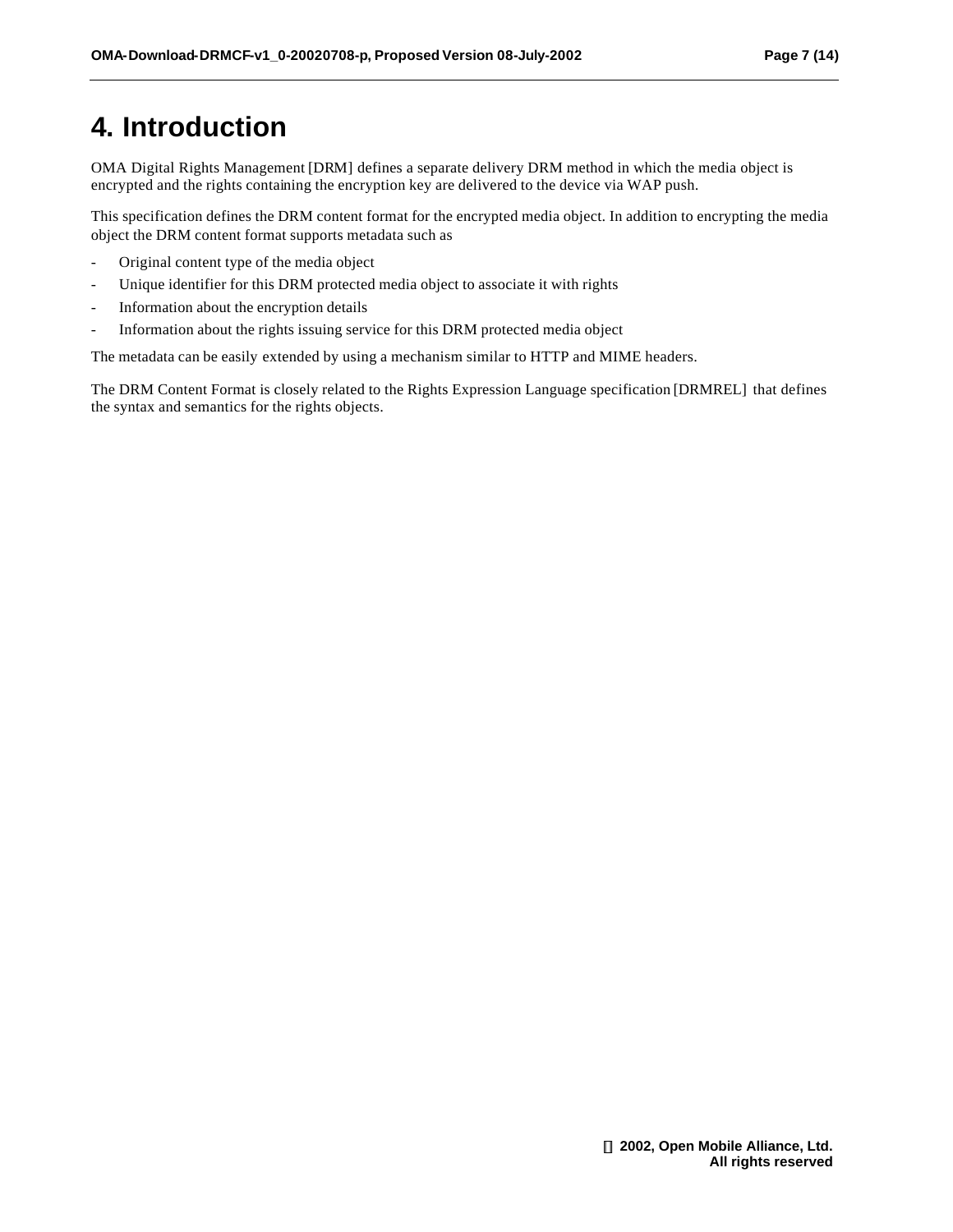# 4. Introduction

OMA Digital Rights Management [DRM] defines a separate delivery DRM method in which the media object is encrypted and the rights containing the encryption key are delivered to the device via WAP push.

This specification defines the DRM content format for the encrypted media object. In addition to encrypting the media object the DRM content format supports metadata such as

- Original content type of the media object
- Unique identifier for this DRM protected media object to associate it with rights
- Information about the encryption details
- Information about the rights issuing service for this DRM protected media object

The metadata can be easily extended by using a mechanism similar to HTTP and MIME headers.

The DRM Content Format is closely related to the Rights Expression Language specification [DRMREL] that defines the syntax and semantics for the rights objects.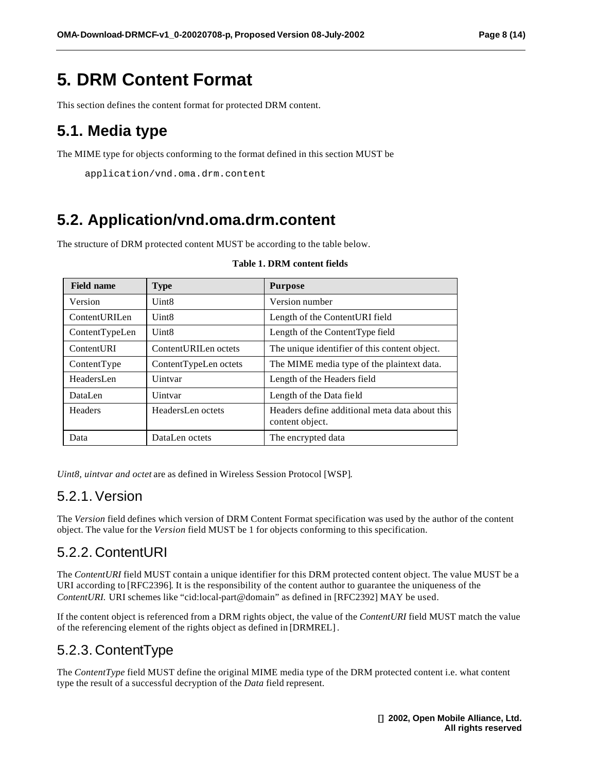# 5. DRM Content Format

This section defines the content format for protected DRM content.

## 5.1. Media type

The MIME type for objects conforming to the format defined in this section MUST be

```
application/vnd.oma.drm.content
```

## 5.2. Application/vnd.oma.drm.content

The structure of DRM protected content MUST be according to the table below.

**Table 1. DRM content fields**

| Field name | Type | Purpose |
|---|---|---|
| Version | Uint8 | Version number |
| ContentURILen | Uint8 | Length of the ContentURI field |
| ContentTypeLen | Uint8 | Length of the ContentType field |
| ContentURI | ContentURILen octets | The unique identifier of this content object. |
| ContentType | ContentTypeLen octets | The MIME media type of the plaintext data. |
| HeadersLen | Uintvar | Length of the Headers field |
| DataLen | Uintvar | Length of the Data field |
| Headers | HeadersLen octets | Headers define additional meta data about this content object. |
| Data | DataLen octets | The encrypted data |

*Uint8, uintvar and octet* are as defined in Wireless Session Protocol [WSP].

### 5.2.1. Version

The *Version* field defines which version of DRM Content Format specification was used by the author of the content object. The value for the *Version* field MUST be 1 for objects conforming to this specification.

### 5.2.2. ContentURI

The *ContentURI* field MUST contain a unique identifier for this DRM protected content object. The value MUST be a URI according to [RFC2396]. It is the responsibility of the content author to guarantee the uniqueness of the *ContentURI.* URI schemes like "cid:local-part@domain" as defined in [RFC2392] MAY be used.

If the content object is referenced from a DRM rights object, the value of the *ContentURI* field MUST match the value of the referencing element of the rights object as defined in [DRMREL].

### 5.2.3. ContentType

The *ContentType* field MUST define the original MIME media type of the DRM protected content i.e. what content type the result of a successful decryption of the *Data* field represent.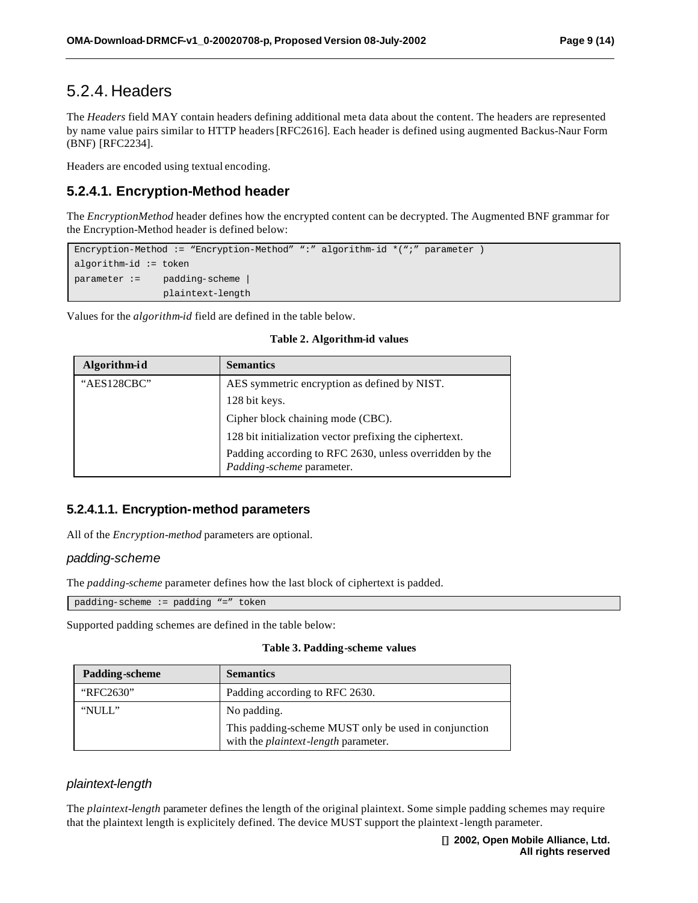## 5.2.4. Headers

The *Headers* field MAY contain headers defining additional meta data about the content. The headers are represented by name value pairs similar to HTTP headers [RFC2616]. Each header is defined using augmented Backus-Naur Form (BNF) [RFC2234].

Headers are encoded using textual encoding.

### 5.2.4.1. Encryption-Method header

The *EncryptionMethod* header defines how the encrypted content can be decrypted. The Augmented BNF grammar for the Encryption-Method header is defined below:

```
Encryption-Method := “Encryption-Method” “:” algorithm-id *(“;” parameter )
algorithm-id := token
parameter :=    padding-scheme |
                plaintext-length
```

Values for the *algorithm-id* field are defined in the table below.

**Table 2. Algorithm-id values**

| Algorithm-id | Semantics |
|---|---|
| “AES128CBC” | AES symmetric encryption as defined by NIST.<br>128 bit keys.<br>Cipher block chaining mode (CBC).<br>128 bit initialization vector prefixing the ciphertext.<br>Padding according to RFC 2630, unless overridden by the *Padding-scheme* parameter. |

#### 5.2.4.1.1. Encryption-method parameters

All of the *Encryption-method* parameters are optional.

*padding-scheme*

The *padding-scheme* parameter defines how the last block of ciphertext is padded.

```
padding-scheme := padding “=” token
```

Supported padding schemes are defined in the table below:

**Table 3. Padding-scheme values**

| Padding-scheme | Semantics |
|---|---|
| “RFC2630” | Padding according to RFC 2630. |
| “NULL” | No padding.<br>This padding-scheme MUST only be used in conjunction with the *plaintext-length* parameter. |

*plaintext-length*

The *plaintext-length* parameter defines the length of the original plaintext. Some simple padding schemes may require that the plaintext length is explicitely defined. The device MUST support the plaintext-length parameter.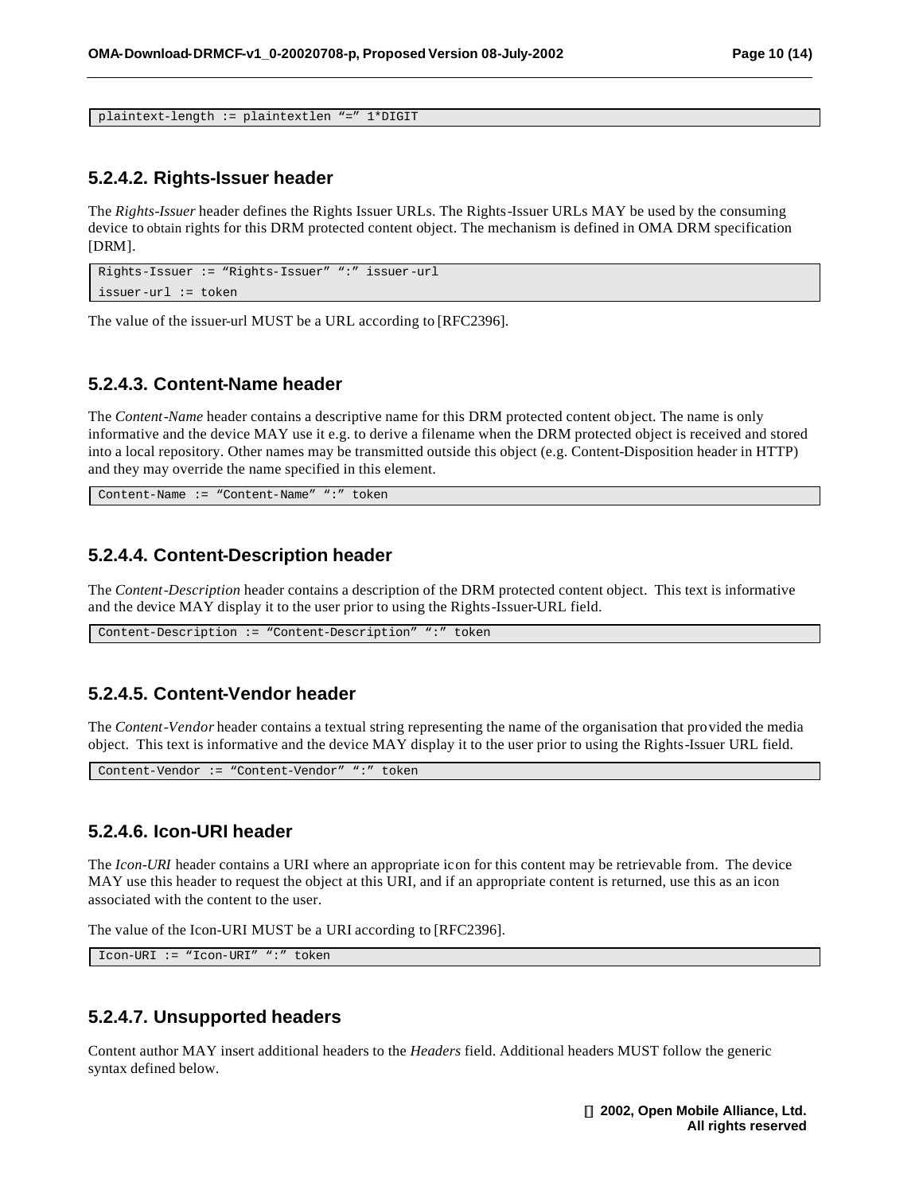```
plaintext-length := plaintextlen "=" 1*DIGIT
```

### 5.2.4.2. Rights-Issuer header

The *Rights-Issuer* header defines the Rights Issuer URLs. The Rights-Issuer URLs MAY be used by the consuming device to obtain rights for this DRM protected content object. The mechanism is defined in OMA DRM specification [DRM].

```
Rights-Issuer := "Rights-Issuer" ":" issuer-url
issuer-url := token
```

The value of the issuer-url MUST be a URL according to [RFC2396].

### 5.2.4.3. Content-Name header

The *Content-Name* header contains a descriptive name for this DRM protected content object. The name is only informative and the device MAY use it e.g. to derive a filename when the DRM protected object is received and stored into a local repository. Other names may be transmitted outside this object (e.g. Content-Disposition header in HTTP) and they may override the name specified in this element.

```
Content-Name := "Content-Name" ":" token
```

### 5.2.4.4. Content-Description header

The *Content-Description* header contains a description of the DRM protected content object. This text is informative and the device MAY display it to the user prior to using the Rights-Issuer-URL field.

```
Content-Description := "Content-Description" ":" token
```

### 5.2.4.5. Content-Vendor header

The *Content-Vendor* header contains a textual string representing the name of the organisation that provided the media object. This text is informative and the device MAY display it to the user prior to using the Rights-Issuer URL field.

```
Content-Vendor := "Content-Vendor" ":" token
```

### 5.2.4.6. Icon-URI header

The *Icon-URI* header contains a URI where an appropriate icon for this content may be retrievable from. The device MAY use this header to request the object at this URI, and if an appropriate content is returned, use this as an icon associated with the content to the user.

The value of the Icon-URI MUST be a URI according to [RFC2396].

```
Icon-URI := "Icon-URI" ":" token
```

### 5.2.4.7. Unsupported headers

Content author MAY insert additional headers to the *Headers* field. Additional headers MUST follow the generic syntax defined below.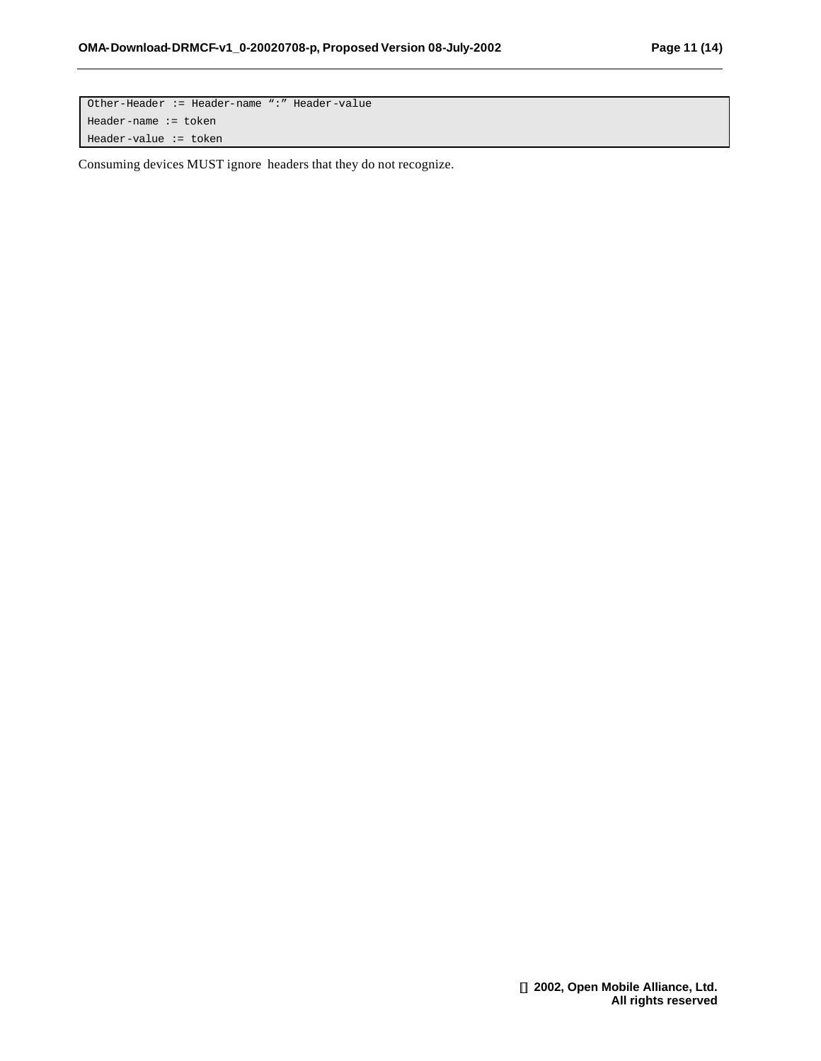```
Other-Header := Header-name ":" Header-value
Header-name := token
Header-value := token
```

Consuming devices MUST ignore headers that they do not recognize.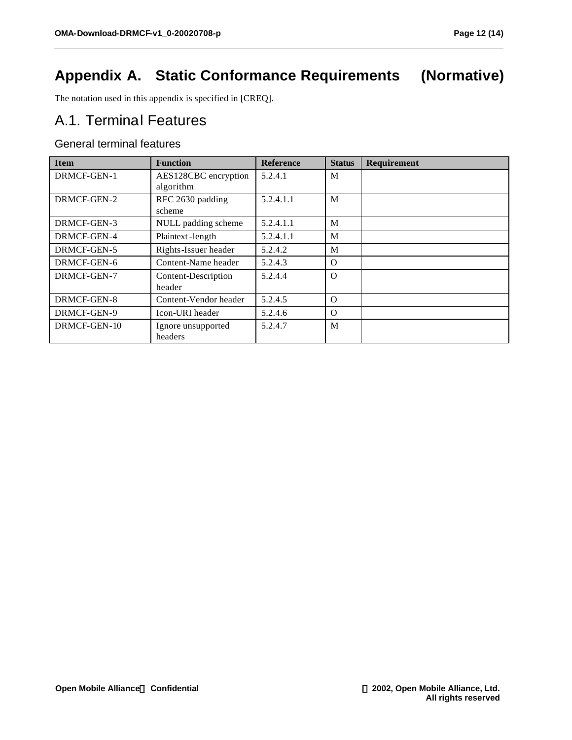# Appendix A. Static Conformance Requirements (Normative)

The notation used in this appendix is specified in [CREQ].

## A.1. Terminal Features

### General terminal features

| Item | Function | Reference | Status | Requirement |
| --- | --- | --- | --- | --- |
| DRMCF-GEN-1 | AES128CBC encryption algorithm | 5.2.4.1 | M | |
| DRMCF-GEN-2 | RFC 2630 padding scheme | 5.2.4.1.1 | M | |
| DRMCF-GEN-3 | NULL padding scheme | 5.2.4.1.1 | M | |
| DRMCF-GEN-4 | Plaintext-length | 5.2.4.1.1 | M | |
| DRMCF-GEN-5 | Rights-Issuer header | 5.2.4.2 | M | |
| DRMCF-GEN-6 | Content-Name header | 5.2.4.3 | O | |
| DRMCF-GEN-7 | Content-Description header | 5.2.4.4 | O | |
| DRMCF-GEN-8 | Content-Vendor header | 5.2.4.5 | O | |
| DRMCF-GEN-9 | Icon-URI header | 5.2.4.6 | O | |
| DRMCF-GEN-10 | Ignore unsupported headers | 5.2.4.7 | M | |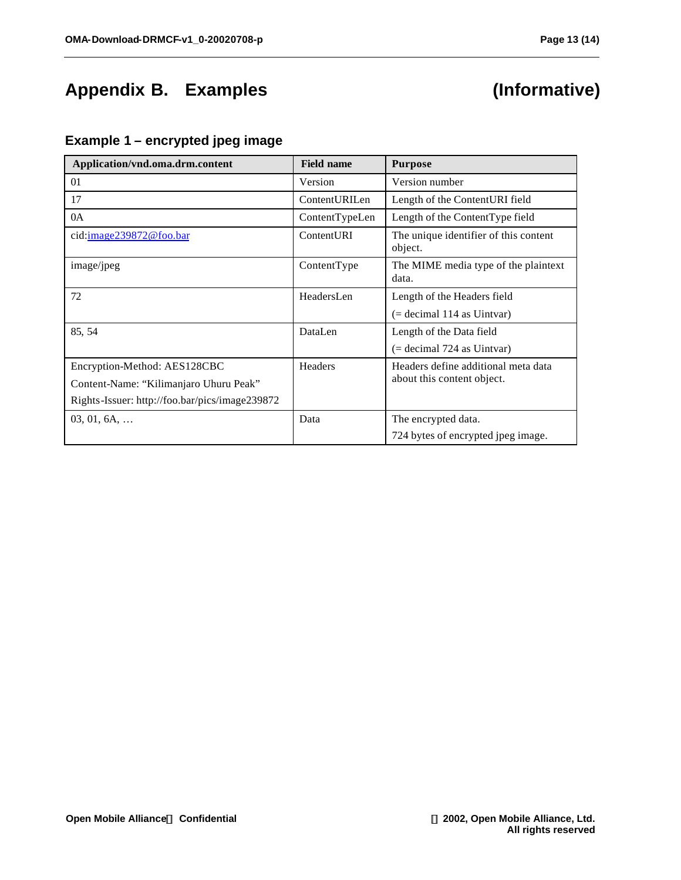# Appendix B. Examples (Informative)

### Example 1 – encrypted jpeg image

| Application/vnd.oma.drm.content | Field name | Purpose |
|---|---|---|
| 01 | Version | Version number |
| 17 | ContentURILen | Length of the ContentURI field |
| 0A | ContentTypeLen | Length of the ContentType field |
| cid:image239872@foo.bar | ContentURI | The unique identifier of this content object. |
| image/jpeg | ContentType | The MIME media type of the plaintext data. |
| 72 | HeadersLen | Length of the Headers field<br>(= decimal 114 as Uintvar) |
| 85, 54 | DataLen | Length of the Data field<br>(= decimal 724 as Uintvar) |
| Encryption-Method: AES128CBC<br>Content-Name: "Kilimanjaro Uhuru Peak"<br>Rights-Issuer: http://foo.bar/pics/image239872 | Headers | Headers define additional meta data about this content object. |
| 03, 01, 6A, … | Data | The encrypted data.<br>724 bytes of encrypted jpeg image. |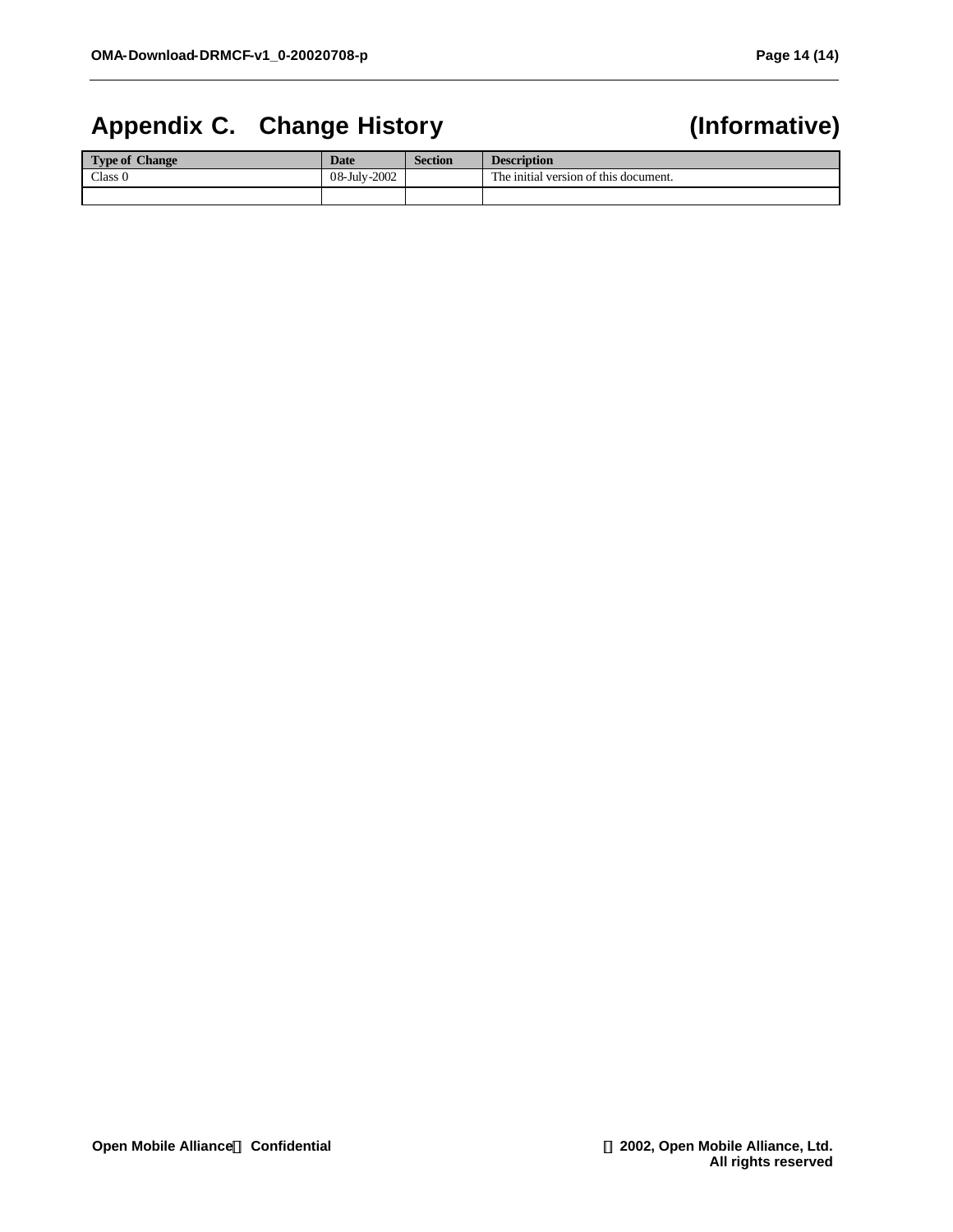# Appendix C. Change History (Informative)

| Type of Change | Date | Section | Description |
| --- | --- | --- | --- |
| Class 0 | 08-July-2002 | | The initial version of this document. |
| | | | |